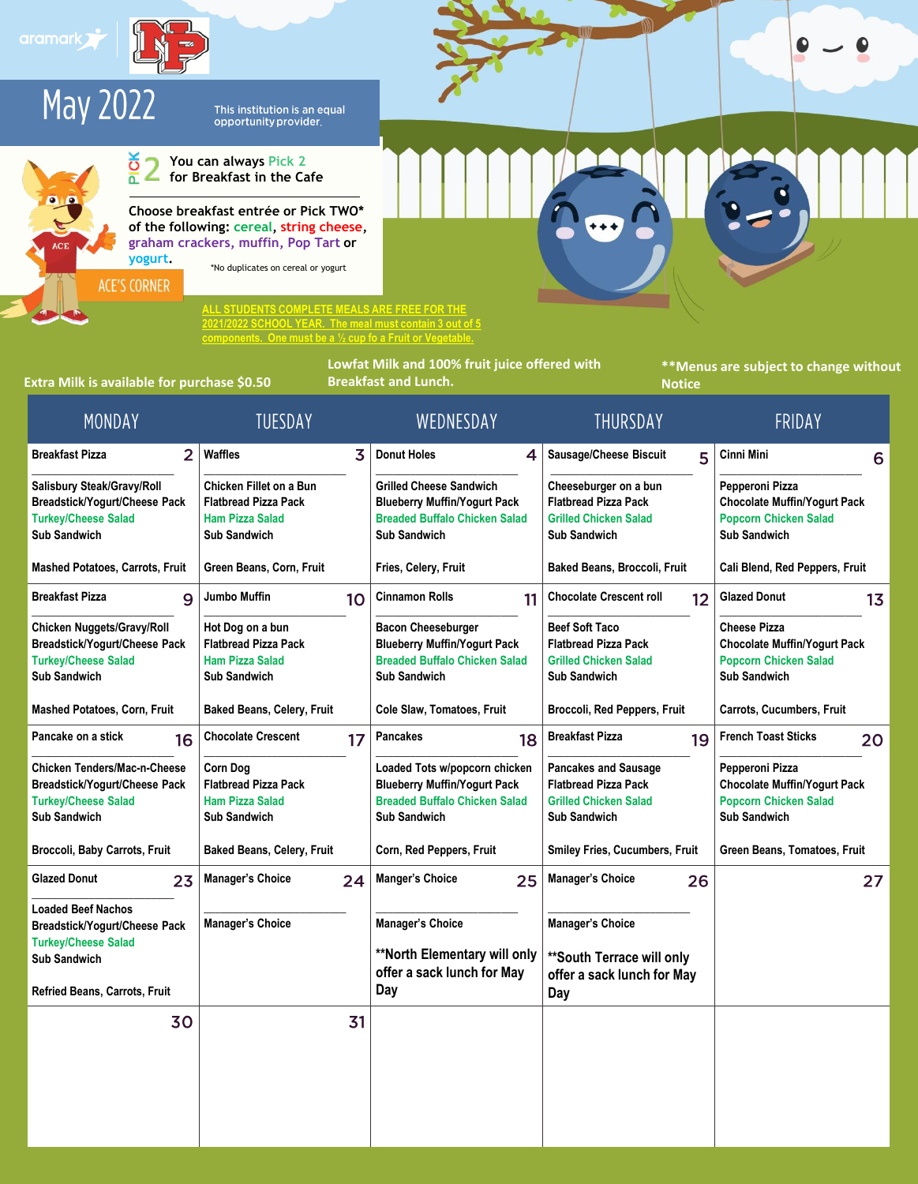aramark

# May 2022

This institution is an equal opportunity provider.

## PICK 2 — You can always Pick 2 for Breakfast in the Cafe

Choose breakfast entrée or Pick TWO* of the following: cereal, string cheese, graham crackers, muffin, Pop Tart or yogurt.

*No duplicates on cereal or yogurt

ACE'S CORNER

ALL STUDENTS COMPLETE MEALS ARE FREE FOR THE 2021/2022 SCHOOL YEAR. The meal must contain 3 out of 5 components. One must be a ½ cup fo a Fruit or Vegetable.

Extra Milk is available for purchase $0.50

Lowfat Milk and 100% fruit juice offered with Breakfast and Lunch.

**Menus are subject to change without Notice

| MONDAY | TUESDAY | WEDNESDAY | THURSDAY | FRIDAY |
|---|---|---|---|---|
| **2** Breakfast Pizza<br><br>Salisbury Steak/Gravy/Roll<br>Breadstick/Yogurt/Cheese Pack<br>Turkey/Cheese Salad<br>Sub Sandwich<br><br>Mashed Potatoes, Carrots, Fruit | **3** Waffles<br><br>Chicken Fillet on a Bun<br>Flatbread Pizza Pack<br>Ham Pizza Salad<br>Sub Sandwich<br><br>Green Beans, Corn, Fruit | **4** Donut Holes<br><br>Grilled Cheese Sandwich<br>Blueberry Muffin/Yogurt Pack<br>Breaded Buffalo Chicken Salad<br>Sub Sandwich<br><br>Fries, Celery, Fruit | **5** Sausage/Cheese Biscuit<br><br>Cheeseburger on a bun<br>Flatbread Pizza Pack<br>Grilled Chicken Salad<br>Sub Sandwich<br><br>Baked Beans, Broccoli, Fruit | **6** Cinni Mini<br><br>Pepperoni Pizza<br>Chocolate Muffin/Yogurt Pack<br>Popcorn Chicken Salad<br>Sub Sandwich<br><br>Cali Blend, Red Peppers, Fruit |
| **9** Breakfast Pizza<br><br>Chicken Nuggets/Gravy/Roll<br>Breadstick/Yogurt/Cheese Pack<br>Turkey/Cheese Salad<br>Sub Sandwich<br><br>Mashed Potatoes, Corn, Fruit | **10** Jumbo Muffin<br><br>Hot Dog on a bun<br>Flatbread Pizza Pack<br>Ham Pizza Salad<br>Sub Sandwich<br><br>Baked Beans, Celery, Fruit | **11** Cinnamon Rolls<br><br>Bacon Cheeseburger<br>Blueberry Muffin/Yogurt Pack<br>Breaded Buffalo Chicken Salad<br>Sub Sandwich<br><br>Cole Slaw, Tomatoes, Fruit | **12** Chocolate Crescent roll<br><br>Beef Soft Taco<br>Flatbread Pizza Pack<br>Grilled Chicken Salad<br>Sub Sandwich<br><br>Broccoli, Red Peppers, Fruit | **13** Glazed Donut<br><br>Cheese Pizza<br>Chocolate Muffin/Yogurt Pack<br>Popcorn Chicken Salad<br>Sub Sandwich<br><br>Carrots, Cucumbers, Fruit |
| **16** Pancake on a stick<br><br>Chicken Tenders/Mac-n-Cheese<br>Breadstick/Yogurt/Cheese Pack<br>Turkey/Cheese Salad<br>Sub Sandwich<br><br>Broccoli, Baby Carrots, Fruit | **17** Chocolate Crescent<br><br>Corn Dog<br>Flatbread Pizza Pack<br>Ham Pizza Salad<br>Sub Sandwich<br><br>Baked Beans, Celery, Fruit | **18** Pancakes<br><br>Loaded Tots w/popcorn chicken<br>Blueberry Muffin/Yogurt Pack<br>Breaded Buffalo Chicken Salad<br>Sub Sandwich<br><br>Corn, Red Peppers, Fruit | **19** Breakfast Pizza<br><br>Pancakes and Sausage<br>Flatbread Pizza Pack<br>Grilled Chicken Salad<br>Sub Sandwich<br><br>Smiley Fries, Cucumbers, Fruit | **20** French Toast Sticks<br><br>Pepperoni Pizza<br>Chocolate Muffin/Yogurt Pack<br>Popcorn Chicken Salad<br>Sub Sandwich<br><br>Green Beans, Tomatoes, Fruit |
| **23** Glazed Donut<br><br>Loaded Beef Nachos<br>Breadstick/Yogurt/Cheese Pack<br>Turkey/Cheese Salad<br>Sub Sandwich<br><br>Refried Beans, Carrots, Fruit | **24** Manager's Choice<br><br>Manager's Choice | **25** Manger's Choice<br><br>Manager's Choice<br><br>**North Elementary will only offer a sack lunch for May Day | **26** Manager's Choice<br><br>Manager's Choice<br><br>**South Terrace will only offer a sack lunch for May Day | **27** |
| **30** | **31** | | | |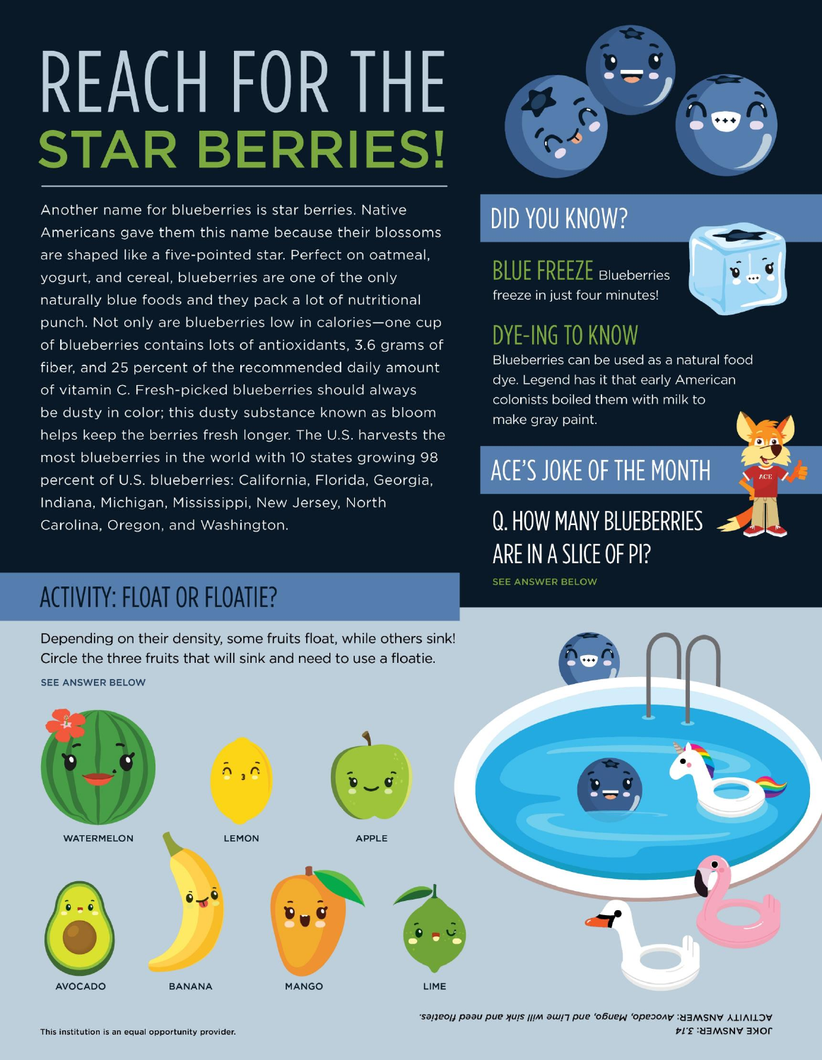# REACH FOR THE STAR BERRIES!

Another name for blueberries is star berries. Native Americans gave them this name because their blossoms are shaped like a five-pointed star. Perfect on oatmeal, yogurt, and cereal, blueberries are one of the only naturally blue foods and they pack a lot of nutritional punch. Not only are blueberries low in calories—one cup of blueberries contains lots of antioxidants, 3.6 grams of fiber, and 25 percent of the recommended daily amount of vitamin C. Fresh-picked blueberries should always be dusty in color; this dusty substance known as bloom helps keep the berries fresh longer. The U.S. harvests the most blueberries in the world with 10 states growing 98 percent of U.S. blueberries: California, Florida, Georgia, Indiana, Michigan, Mississippi, New Jersey, North Carolina, Oregon, and Washington.

## DID YOU KNOW?

### BLUE FREEZE

Blueberries freeze in just four minutes!

### DYE-ING TO KNOW

Blueberries can be used as a natural food dye. Legend has it that early American colonists boiled them with milk to make gray paint.

## ACE'S JOKE OF THE MONTH

### Q. HOW MANY BLUEBERRIES ARE IN A SLICE OF PI?

SEE ANSWER BELOW

## ACTIVITY: FLOAT OR FLOATIE?

Depending on their density, some fruits float, while others sink! Circle the three fruits that will sink and need to use a floatie.

SEE ANSWER BELOW

WATERMELON

LEMON

APPLE

AVOCADO

BANANA

MANGO

LIME

*ACTIVITY ANSWER: Avocado, Mango, and Lime will sink and need floaties.*

JOKE ANSWER: 3.14

This institution is an equal opportunity provider.